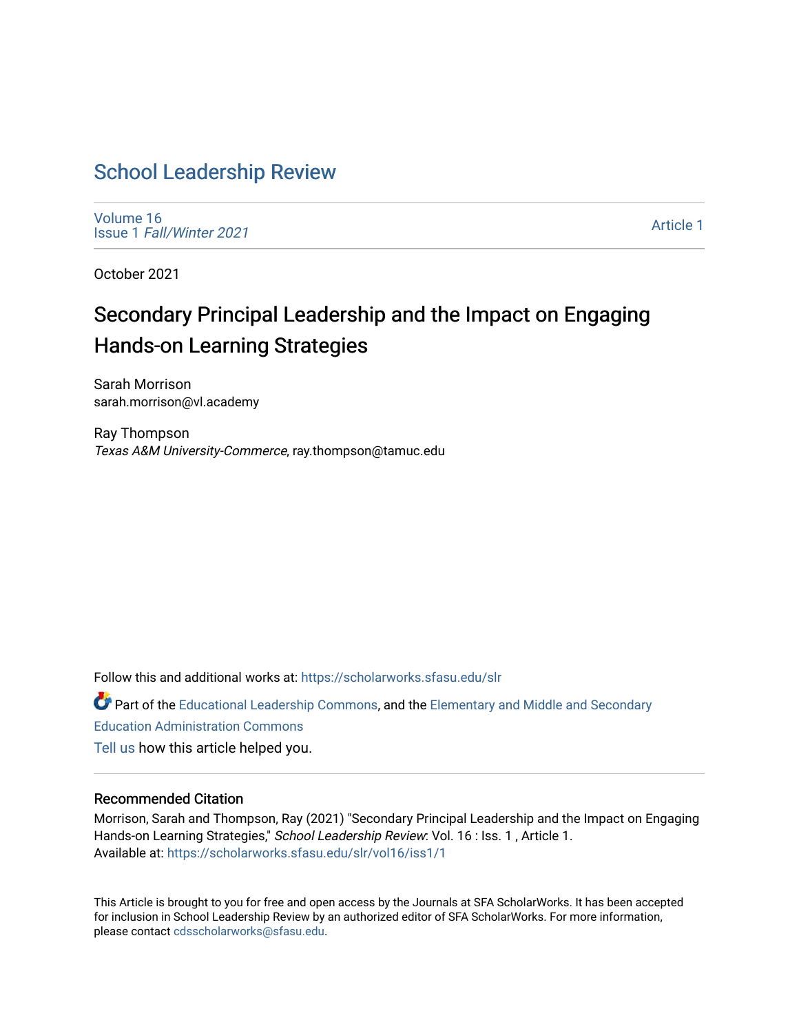# School Leadership Review

Volume 16
Issue 1 *Fall/Winter 2021*

Article 1

October 2021

## Secondary Principal Leadership and the Impact on Engaging Hands-on Learning Strategies

Sarah Morrison
sarah.morrison@vl.academy

Ray Thompson
*Texas A&M University-Commerce*, ray.thompson@tamuc.edu

Follow this and additional works at: https://scholarworks.sfasu.edu/slr

Part of the Educational Leadership Commons, and the Elementary and Middle and Secondary Education Administration Commons

Tell us how this article helped you.

### Recommended Citation

Morrison, Sarah and Thompson, Ray (2021) "Secondary Principal Leadership and the Impact on Engaging Hands-on Learning Strategies," *School Leadership Review*: Vol. 16 : Iss. 1 , Article 1.
Available at: https://scholarworks.sfasu.edu/slr/vol16/iss1/1

This Article is brought to you for free and open access by the Journals at SFA ScholarWorks. It has been accepted for inclusion in School Leadership Review by an authorized editor of SFA ScholarWorks. For more information, please contact cdsscholarworks@sfasu.edu.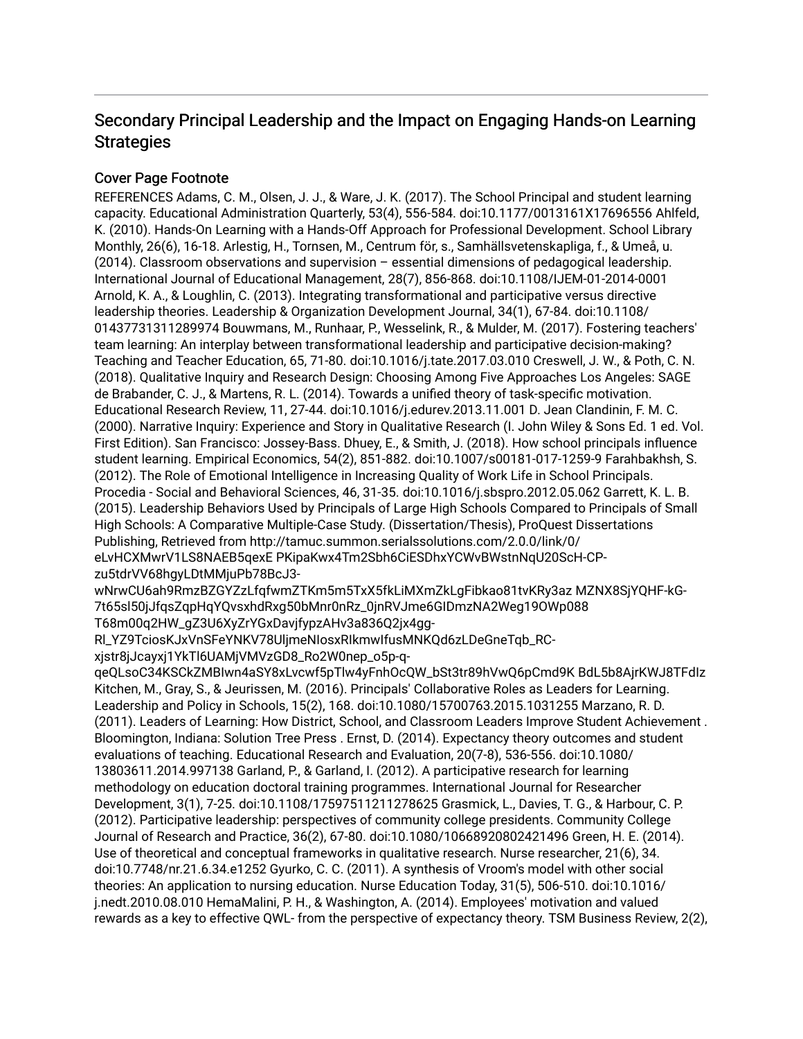## Secondary Principal Leadership and the Impact on Engaging Hands-on Learning Strategies

### Cover Page Footnote

REFERENCES Adams, C. M., Olsen, J. J., & Ware, J. K. (2017). The School Principal and student learning capacity. Educational Administration Quarterly, 53(4), 556-584. doi:10.1177/0013161X17696556 Ahlfeld, K. (2010). Hands-On Learning with a Hands-Off Approach for Professional Development. School Library Monthly, 26(6), 16-18. Arlestig, H., Tornsen, M., Centrum för, s., Samhällsvetenskapliga, f., & Umeå, u. (2014). Classroom observations and supervision – essential dimensions of pedagogical leadership. International Journal of Educational Management, 28(7), 856-868. doi:10.1108/IJEM-01-2014-0001 Arnold, K. A., & Loughlin, C. (2013). Integrating transformational and participative versus directive leadership theories. Leadership & Organization Development Journal, 34(1), 67-84. doi:10.1108/01437731311289974 Bouwmans, M., Runhaar, P., Wesselink, R., & Mulder, M. (2017). Fostering teachers' team learning: An interplay between transformational leadership and participative decision-making? Teaching and Teacher Education, 65, 71-80. doi:10.1016/j.tate.2017.03.010 Creswell, J. W., & Poth, C. N. (2018). Qualitative Inquiry and Research Design: Choosing Among Five Approaches Los Angeles: SAGE de Brabander, C. J., & Martens, R. L. (2014). Towards a unified theory of task-specific motivation. Educational Research Review, 11, 27-44. doi:10.1016/j.edurev.2013.11.001 D. Jean Clandinin, F. M. C. (2000). Narrative Inquiry: Experience and Story in Qualitative Research (I. John Wiley & Sons Ed. 1 ed. Vol. First Edition). San Francisco: Jossey-Bass. Dhuey, E., & Smith, J. (2018). How school principals influence student learning. Empirical Economics, 54(2), 851-882. doi:10.1007/s00181-017-1259-9 Farahbakhsh, S. (2012). The Role of Emotional Intelligence in Increasing Quality of Work Life in School Principals. Procedia - Social and Behavioral Sciences, 46, 31-35. doi:10.1016/j.sbspro.2012.05.062 Garrett, K. L. B. (2015). Leadership Behaviors Used by Principals of Large High Schools Compared to Principals of Small High Schools: A Comparative Multiple-Case Study. (Dissertation/Thesis), ProQuest Dissertations Publishing, Retrieved from http://tamuc.summon.serialssolutions.com/2.0.0/link/0/eLvHCXMwrV1LS8NAEB5qexE PKipaKwx4Tm2Sbh6CiESDhxYCWvBWstnNqU20ScH-CP-zu5tdrVV68hgyLDtMMjuPb78BcJ3-wNrwCU6ah9RmzBZGYZzLfqfwmZTKm5m5TxX5fkLiMXmZkLgFibkao81tvKRy3az MZNX8SjYQHF-kG-7t65sl50jJfqsZqpHqYQvsxhdRxg50bMnr0nRz_0jnRVJme6GIDmzNA2Weg19OWp088 T68m00q2HW_gZ3U6XyZrYGxDavjfypzAHv3a836Q2jx4gg-Rl_YZ9TciosKJxVnSFeYNKV78UljmeNIosxRIkmwIfusMNKQd6zLDeGneTqb_RC-xjstr8jJcayxj1YkTl6UAMjVMVzGD8_Ro2W0nep_o5p-q-qeQLsoC34KSCkZMBIwn4aSY8xLvcwf5pTlw4yFnhOcQW_bSt3tr89hVwQ6pCmd9K BdL5b8AjrKWJ8TFdIz Kitchen, M., Gray, S., & Jeurissen, M. (2016). Principals' Collaborative Roles as Leaders for Learning. Leadership and Policy in Schools, 15(2), 168. doi:10.1080/15700763.2015.1031255 Marzano, R. D. (2011). Leaders of Learning: How District, School, and Classroom Leaders Improve Student Achievement . Bloomington, Indiana: Solution Tree Press . Ernst, D. (2014). Expectancy theory outcomes and student evaluations of teaching. Educational Research and Evaluation, 20(7-8), 536-556. doi:10.1080/13803611.2014.997138 Garland, P., & Garland, I. (2012). A participative research for learning methodology on education doctoral training programmes. International Journal for Researcher Development, 3(1), 7-25. doi:10.1108/17597511211278625 Grasmick, L., Davies, T. G., & Harbour, C. P. (2012). Participative leadership: perspectives of community college presidents. Community College Journal of Research and Practice, 36(2), 67-80. doi:10.1080/10668920802421496 Green, H. E. (2014). Use of theoretical and conceptual frameworks in qualitative research. Nurse researcher, 21(6), 34. doi:10.7748/nr.21.6.34.e1252 Gyurko, C. C. (2011). A synthesis of Vroom's model with other social theories: An application to nursing education. Nurse Education Today, 31(5), 506-510. doi:10.1016/j.nedt.2010.08.010 HemaMalini, P. H., & Washington, A. (2014). Employees' motivation and valued rewards as a key to effective QWL- from the perspective of expectancy theory. TSM Business Review, 2(2),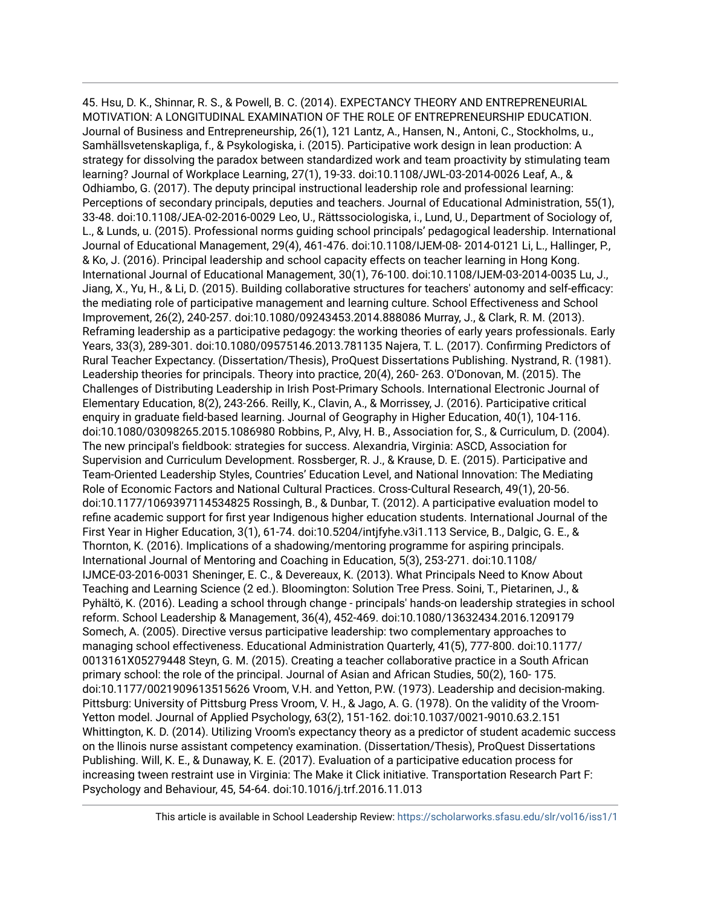45. Hsu, D. K., Shinnar, R. S., & Powell, B. C. (2014). EXPECTANCY THEORY AND ENTREPRENEURIAL MOTIVATION: A LONGITUDINAL EXAMINATION OF THE ROLE OF ENTREPRENEURSHIP EDUCATION. Journal of Business and Entrepreneurship, 26(1), 121 Lantz, A., Hansen, N., Antoni, C., Stockholms, u., Samhällsvetenskapliga, f., & Psykologiska, i. (2015). Participative work design in lean production: A strategy for dissolving the paradox between standardized work and team proactivity by stimulating team learning? Journal of Workplace Learning, 27(1), 19-33. doi:10.1108/JWL-03-2014-0026 Leaf, A., & Odhiambo, G. (2017). The deputy principal instructional leadership role and professional learning: Perceptions of secondary principals, deputies and teachers. Journal of Educational Administration, 55(1), 33-48. doi:10.1108/JEA-02-2016-0029 Leo, U., Rättssociologiska, i., Lund, U., Department of Sociology of, L., & Lunds, u. (2015). Professional norms guiding school principals' pedagogical leadership. International Journal of Educational Management, 29(4), 461-476. doi:10.1108/IJEM-08- 2014-0121 Li, L., Hallinger, P., & Ko, J. (2016). Principal leadership and school capacity effects on teacher learning in Hong Kong. International Journal of Educational Management, 30(1), 76-100. doi:10.1108/IJEM-03-2014-0035 Lu, J., Jiang, X., Yu, H., & Li, D. (2015). Building collaborative structures for teachers' autonomy and self-efficacy: the mediating role of participative management and learning culture. School Effectiveness and School Improvement, 26(2), 240-257. doi:10.1080/09243453.2014.888086 Murray, J., & Clark, R. M. (2013). Reframing leadership as a participative pedagogy: the working theories of early years professionals. Early Years, 33(3), 289-301. doi:10.1080/09575146.2013.781135 Najera, T. L. (2017). Confirming Predictors of Rural Teacher Expectancy. (Dissertation/Thesis), ProQuest Dissertations Publishing. Nystrand, R. (1981). Leadership theories for principals. Theory into practice, 20(4), 260- 263. O'Donovan, M. (2015). The Challenges of Distributing Leadership in Irish Post-Primary Schools. International Electronic Journal of Elementary Education, 8(2), 243-266. Reilly, K., Clavin, A., & Morrissey, J. (2016). Participative critical enquiry in graduate field-based learning. Journal of Geography in Higher Education, 40(1), 104-116. doi:10.1080/03098265.2015.1086980 Robbins, P., Alvy, H. B., Association for, S., & Curriculum, D. (2004). The new principal's fieldbook: strategies for success. Alexandria, Virginia: ASCD, Association for Supervision and Curriculum Development. Rossberger, R. J., & Krause, D. E. (2015). Participative and Team-Oriented Leadership Styles, Countries' Education Level, and National Innovation: The Mediating Role of Economic Factors and National Cultural Practices. Cross-Cultural Research, 49(1), 20-56. doi:10.1177/1069397114534825 Rossingh, B., & Dunbar, T. (2012). A participative evaluation model to refine academic support for first year Indigenous higher education students. International Journal of the First Year in Higher Education, 3(1), 61-74. doi:10.5204/intjfyhe.v3i1.113 Service, B., Dalgic, G. E., & Thornton, K. (2016). Implications of a shadowing/mentoring programme for aspiring principals. International Journal of Mentoring and Coaching in Education, 5(3), 253-271. doi:10.1108/IJMCE-03-2016-0031 Sheninger, E. C., & Devereaux, K. (2013). What Principals Need to Know About Teaching and Learning Science (2 ed.). Bloomington: Solution Tree Press. Soini, T., Pietarinen, J., & Pyhältö, K. (2016). Leading a school through change - principals' hands-on leadership strategies in school reform. School Leadership & Management, 36(4), 452-469. doi:10.1080/13632434.2016.1209179 Somech, A. (2005). Directive versus participative leadership: two complementary approaches to managing school effectiveness. Educational Administration Quarterly, 41(5), 777-800. doi:10.1177/0013161X05279448 Steyn, G. M. (2015). Creating a teacher collaborative practice in a South African primary school: the role of the principal. Journal of Asian and African Studies, 50(2), 160- 175. doi:10.1177/0021909613515626 Vroom, V.H. and Yetton, P.W. (1973). Leadership and decision-making. Pittsburg: University of Pittsburg Press Vroom, V. H., & Jago, A. G. (1978). On the validity of the Vroom-Yetton model. Journal of Applied Psychology, 63(2), 151-162. doi:10.1037/0021-9010.63.2.151 Whittington, K. D. (2014). Utilizing Vroom's expectancy theory as a predictor of student academic success on the llinois nurse assistant competency examination. (Dissertation/Thesis), ProQuest Dissertations Publishing. Will, K. E., & Dunaway, K. E. (2017). Evaluation of a participative education process for increasing tween restraint use in Virginia: The Make it Click initiative. Transportation Research Part F: Psychology and Behaviour, 45, 54-64. doi:10.1016/j.trf.2016.11.013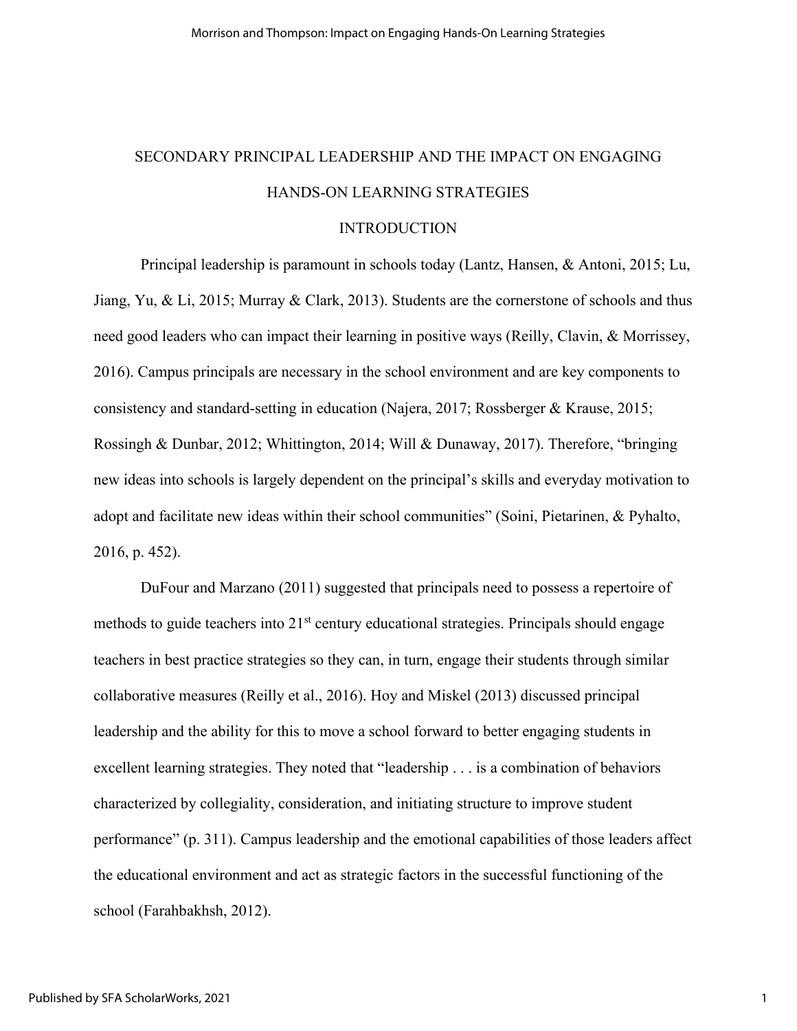# SECONDARY PRINCIPAL LEADERSHIP AND THE IMPACT ON ENGAGING HANDS-ON LEARNING STRATEGIES

## INTRODUCTION

Principal leadership is paramount in schools today (Lantz, Hansen, & Antoni, 2015; Lu, Jiang, Yu, & Li, 2015; Murray & Clark, 2013). Students are the cornerstone of schools and thus need good leaders who can impact their learning in positive ways (Reilly, Clavin, & Morrissey, 2016). Campus principals are necessary in the school environment and are key components to consistency and standard-setting in education (Najera, 2017; Rossberger & Krause, 2015; Rossingh & Dunbar, 2012; Whittington, 2014; Will & Dunaway, 2017). Therefore, "bringing new ideas into schools is largely dependent on the principal's skills and everyday motivation to adopt and facilitate new ideas within their school communities" (Soini, Pietarinen, & Pyhalto, 2016, p. 452).

DuFour and Marzano (2011) suggested that principals need to possess a repertoire of methods to guide teachers into 21st century educational strategies. Principals should engage teachers in best practice strategies so they can, in turn, engage their students through similar collaborative measures (Reilly et al., 2016). Hoy and Miskel (2013) discussed principal leadership and the ability for this to move a school forward to better engaging students in excellent learning strategies. They noted that "leadership . . . is a combination of behaviors characterized by collegiality, consideration, and initiating structure to improve student performance" (p. 311). Campus leadership and the emotional capabilities of those leaders affect the educational environment and act as strategic factors in the successful functioning of the school (Farahbakhsh, 2012).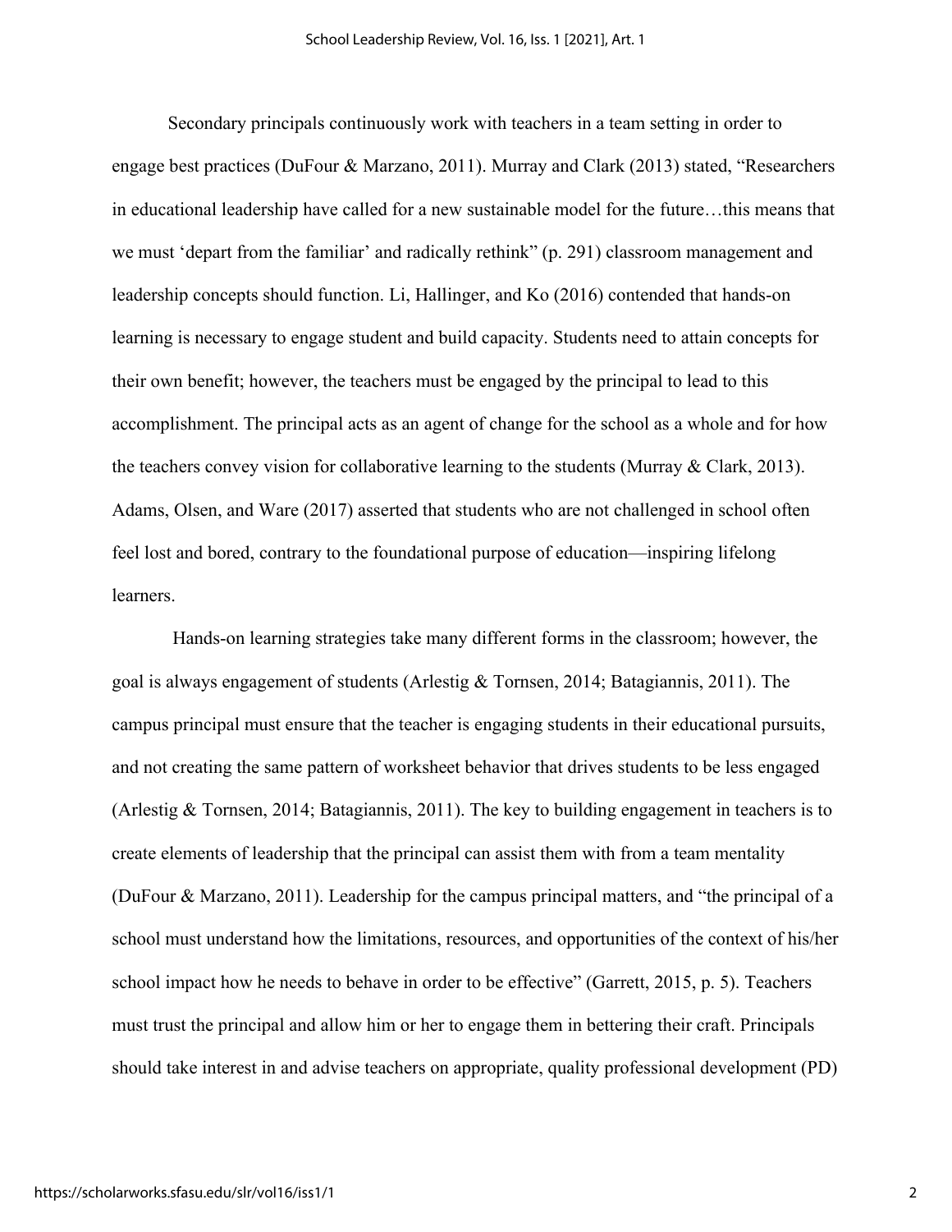Secondary principals continuously work with teachers in a team setting in order to engage best practices (DuFour & Marzano, 2011). Murray and Clark (2013) stated, "Researchers in educational leadership have called for a new sustainable model for the future…this means that we must 'depart from the familiar' and radically rethink" (p. 291) classroom management and leadership concepts should function. Li, Hallinger, and Ko (2016) contended that hands-on learning is necessary to engage student and build capacity. Students need to attain concepts for their own benefit; however, the teachers must be engaged by the principal to lead to this accomplishment. The principal acts as an agent of change for the school as a whole and for how the teachers convey vision for collaborative learning to the students (Murray & Clark, 2013). Adams, Olsen, and Ware (2017) asserted that students who are not challenged in school often feel lost and bored, contrary to the foundational purpose of education—inspiring lifelong learners.

Hands-on learning strategies take many different forms in the classroom; however, the goal is always engagement of students (Arlestig & Tornsen, 2014; Batagiannis, 2011). The campus principal must ensure that the teacher is engaging students in their educational pursuits, and not creating the same pattern of worksheet behavior that drives students to be less engaged (Arlestig & Tornsen, 2014; Batagiannis, 2011). The key to building engagement in teachers is to create elements of leadership that the principal can assist them with from a team mentality (DuFour & Marzano, 2011). Leadership for the campus principal matters, and "the principal of a school must understand how the limitations, resources, and opportunities of the context of his/her school impact how he needs to behave in order to be effective" (Garrett, 2015, p. 5). Teachers must trust the principal and allow him or her to engage them in bettering their craft. Principals should take interest in and advise teachers on appropriate, quality professional development (PD)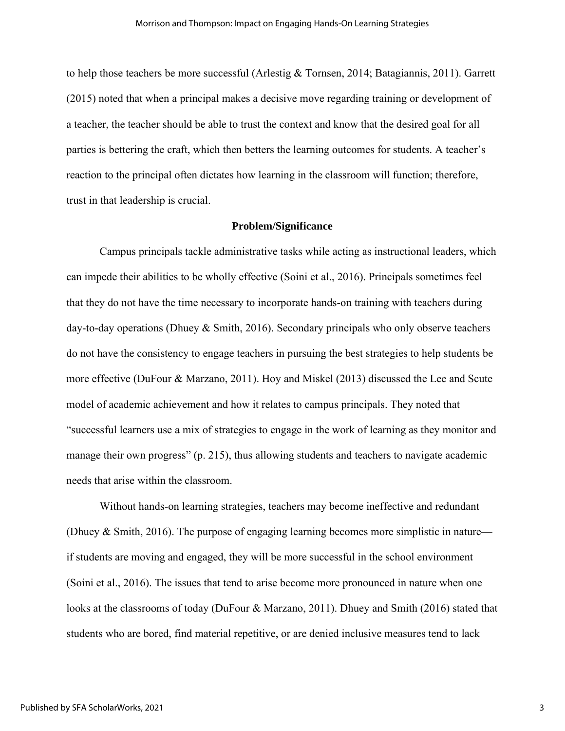to help those teachers be more successful (Arlestig & Tornsen, 2014; Batagiannis, 2011). Garrett (2015) noted that when a principal makes a decisive move regarding training or development of a teacher, the teacher should be able to trust the context and know that the desired goal for all parties is bettering the craft, which then betters the learning outcomes for students. A teacher's reaction to the principal often dictates how learning in the classroom will function; therefore, trust in that leadership is crucial.

## Problem/Significance

Campus principals tackle administrative tasks while acting as instructional leaders, which can impede their abilities to be wholly effective (Soini et al., 2016). Principals sometimes feel that they do not have the time necessary to incorporate hands-on training with teachers during day-to-day operations (Dhuey & Smith, 2016). Secondary principals who only observe teachers do not have the consistency to engage teachers in pursuing the best strategies to help students be more effective (DuFour & Marzano, 2011). Hoy and Miskel (2013) discussed the Lee and Scute model of academic achievement and how it relates to campus principals. They noted that "successful learners use a mix of strategies to engage in the work of learning as they monitor and manage their own progress" (p. 215), thus allowing students and teachers to navigate academic needs that arise within the classroom.

Without hands-on learning strategies, teachers may become ineffective and redundant (Dhuey & Smith, 2016). The purpose of engaging learning becomes more simplistic in nature—if students are moving and engaged, they will be more successful in the school environment (Soini et al., 2016). The issues that tend to arise become more pronounced in nature when one looks at the classrooms of today (DuFour & Marzano, 2011). Dhuey and Smith (2016) stated that students who are bored, find material repetitive, or are denied inclusive measures tend to lack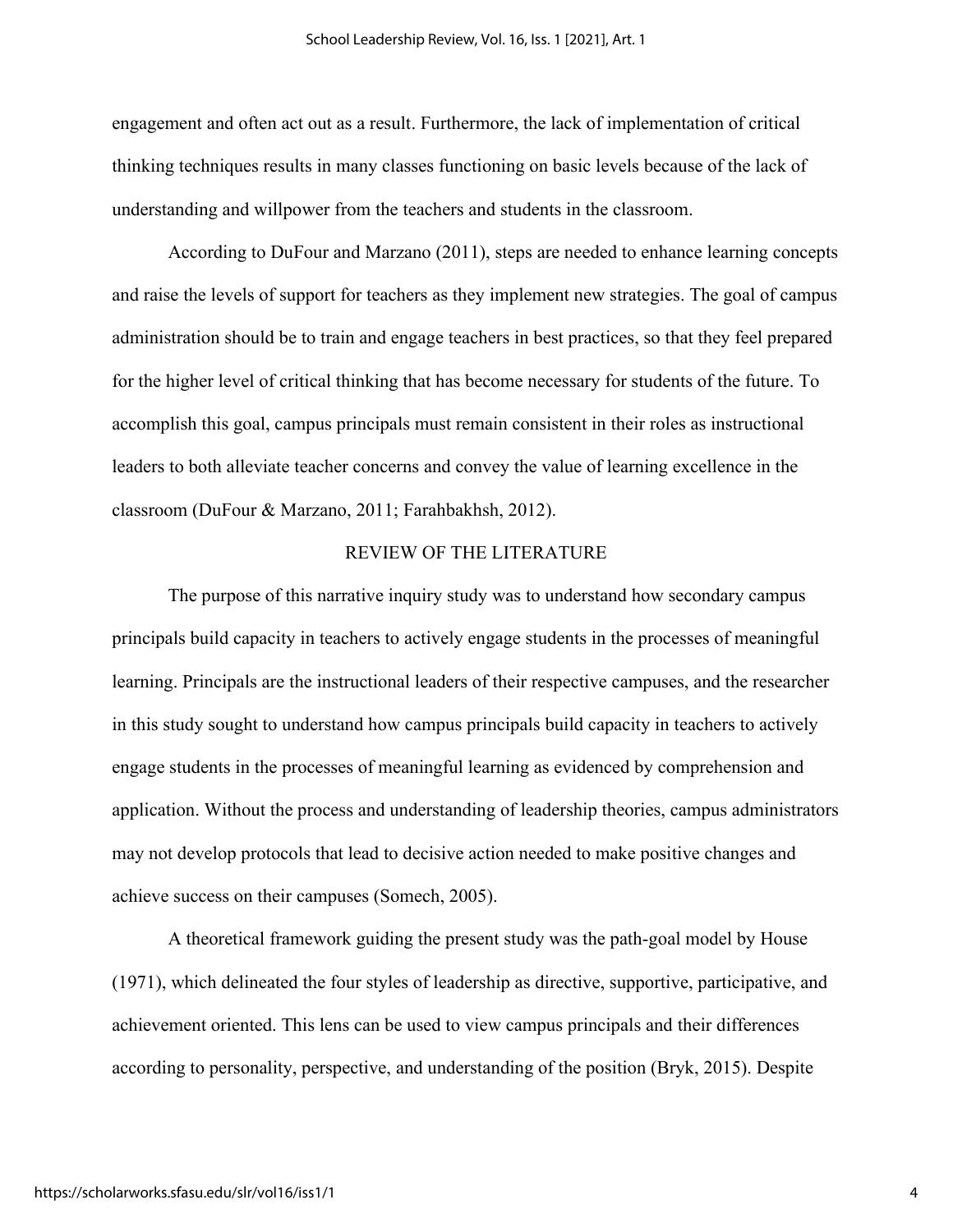engagement and often act out as a result. Furthermore, the lack of implementation of critical thinking techniques results in many classes functioning on basic levels because of the lack of understanding and willpower from the teachers and students in the classroom.

According to DuFour and Marzano (2011), steps are needed to enhance learning concepts and raise the levels of support for teachers as they implement new strategies. The goal of campus administration should be to train and engage teachers in best practices, so that they feel prepared for the higher level of critical thinking that has become necessary for students of the future. To accomplish this goal, campus principals must remain consistent in their roles as instructional leaders to both alleviate teacher concerns and convey the value of learning excellence in the classroom (DuFour & Marzano, 2011; Farahbakhsh, 2012).

## REVIEW OF THE LITERATURE

The purpose of this narrative inquiry study was to understand how secondary campus principals build capacity in teachers to actively engage students in the processes of meaningful learning. Principals are the instructional leaders of their respective campuses, and the researcher in this study sought to understand how campus principals build capacity in teachers to actively engage students in the processes of meaningful learning as evidenced by comprehension and application. Without the process and understanding of leadership theories, campus administrators may not develop protocols that lead to decisive action needed to make positive changes and achieve success on their campuses (Somech, 2005).

A theoretical framework guiding the present study was the path-goal model by House (1971), which delineated the four styles of leadership as directive, supportive, participative, and achievement oriented. This lens can be used to view campus principals and their differences according to personality, perspective, and understanding of the position (Bryk, 2015). Despite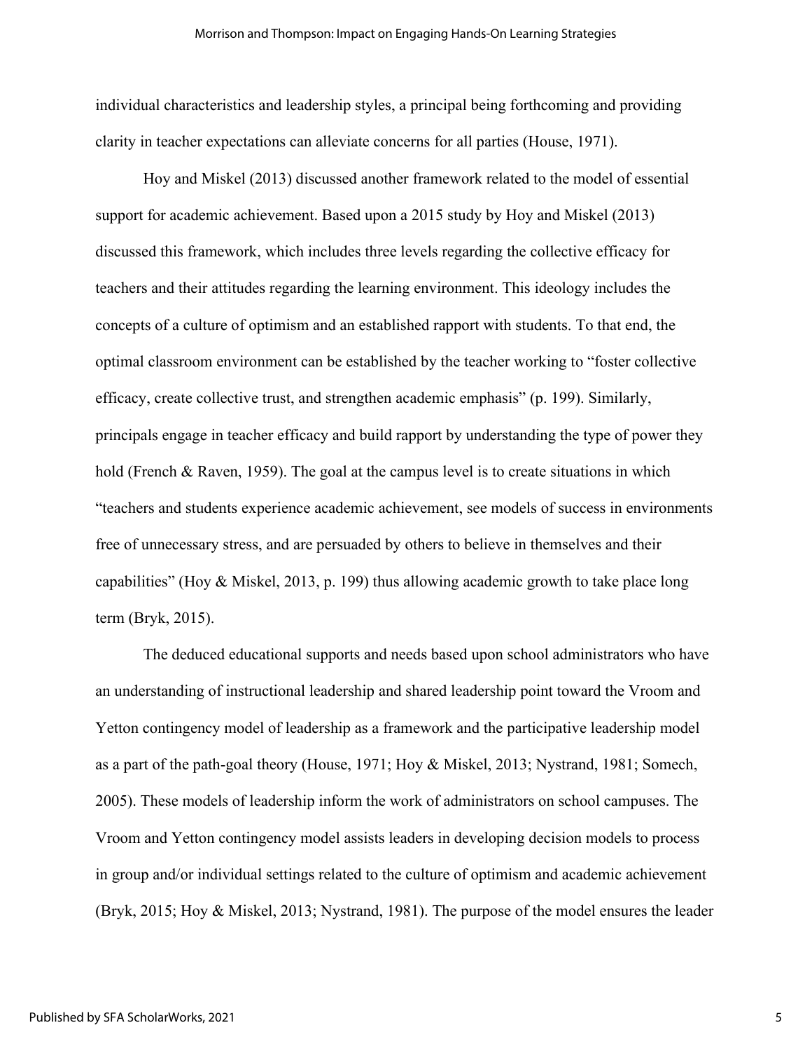individual characteristics and leadership styles, a principal being forthcoming and providing clarity in teacher expectations can alleviate concerns for all parties (House, 1971).

Hoy and Miskel (2013) discussed another framework related to the model of essential support for academic achievement. Based upon a 2015 study by Hoy and Miskel (2013) discussed this framework, which includes three levels regarding the collective efficacy for teachers and their attitudes regarding the learning environment. This ideology includes the concepts of a culture of optimism and an established rapport with students. To that end, the optimal classroom environment can be established by the teacher working to "foster collective efficacy, create collective trust, and strengthen academic emphasis" (p. 199). Similarly, principals engage in teacher efficacy and build rapport by understanding the type of power they hold (French & Raven, 1959). The goal at the campus level is to create situations in which "teachers and students experience academic achievement, see models of success in environments free of unnecessary stress, and are persuaded by others to believe in themselves and their capabilities" (Hoy & Miskel, 2013, p. 199) thus allowing academic growth to take place long term (Bryk, 2015).

The deduced educational supports and needs based upon school administrators who have an understanding of instructional leadership and shared leadership point toward the Vroom and Yetton contingency model of leadership as a framework and the participative leadership model as a part of the path-goal theory (House, 1971; Hoy & Miskel, 2013; Nystrand, 1981; Somech, 2005). These models of leadership inform the work of administrators on school campuses. The Vroom and Yetton contingency model assists leaders in developing decision models to process in group and/or individual settings related to the culture of optimism and academic achievement (Bryk, 2015; Hoy & Miskel, 2013; Nystrand, 1981). The purpose of the model ensures the leader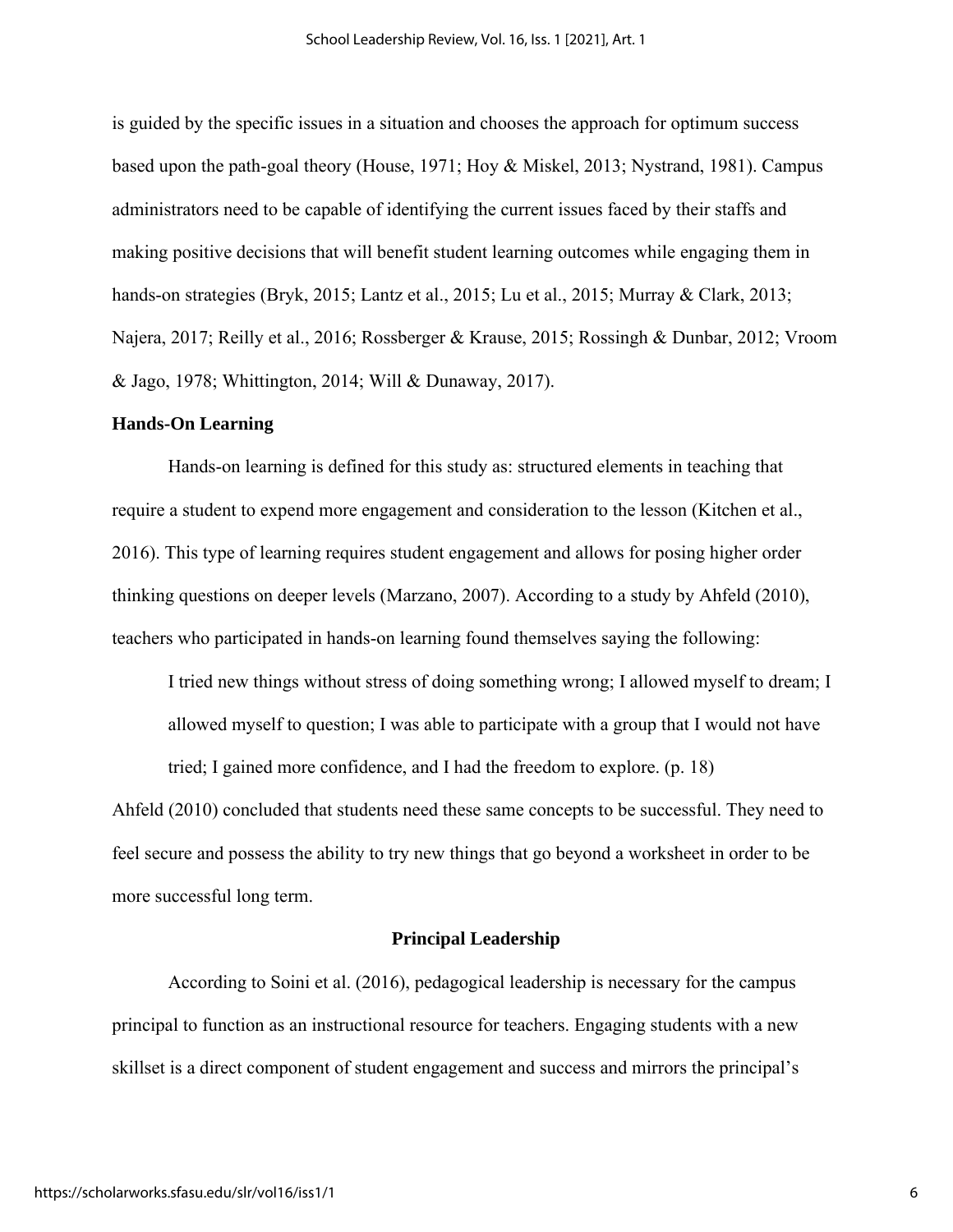is guided by the specific issues in a situation and chooses the approach for optimum success based upon the path-goal theory (House, 1971; Hoy & Miskel, 2013; Nystrand, 1981). Campus administrators need to be capable of identifying the current issues faced by their staffs and making positive decisions that will benefit student learning outcomes while engaging them in hands-on strategies (Bryk, 2015; Lantz et al., 2015; Lu et al., 2015; Murray & Clark, 2013; Najera, 2017; Reilly et al., 2016; Rossberger & Krause, 2015; Rossingh & Dunbar, 2012; Vroom & Jago, 1978; Whittington, 2014; Will & Dunaway, 2017).

### Hands-On Learning

Hands-on learning is defined for this study as: structured elements in teaching that require a student to expend more engagement and consideration to the lesson (Kitchen et al., 2016). This type of learning requires student engagement and allows for posing higher order thinking questions on deeper levels (Marzano, 2007). According to a study by Ahfeld (2010), teachers who participated in hands-on learning found themselves saying the following:

> I tried new things without stress of doing something wrong; I allowed myself to dream; I allowed myself to question; I was able to participate with a group that I would not have tried; I gained more confidence, and I had the freedom to explore. (p. 18)

Ahfeld (2010) concluded that students need these same concepts to be successful. They need to feel secure and possess the ability to try new things that go beyond a worksheet in order to be more successful long term.

## Principal Leadership

According to Soini et al. (2016), pedagogical leadership is necessary for the campus principal to function as an instructional resource for teachers. Engaging students with a new skillset is a direct component of student engagement and success and mirrors the principal's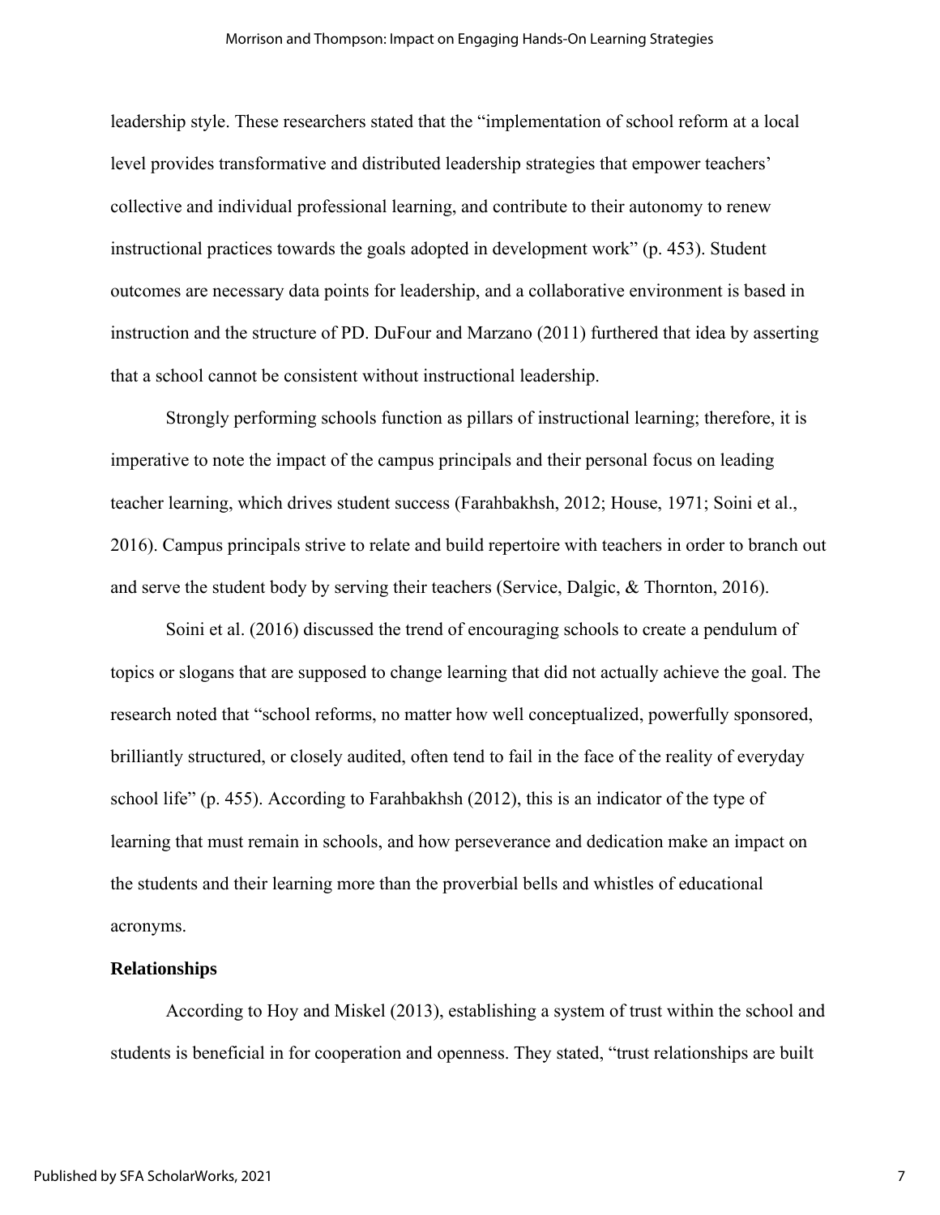leadership style. These researchers stated that the "implementation of school reform at a local level provides transformative and distributed leadership strategies that empower teachers' collective and individual professional learning, and contribute to their autonomy to renew instructional practices towards the goals adopted in development work" (p. 453). Student outcomes are necessary data points for leadership, and a collaborative environment is based in instruction and the structure of PD. DuFour and Marzano (2011) furthered that idea by asserting that a school cannot be consistent without instructional leadership.

Strongly performing schools function as pillars of instructional learning; therefore, it is imperative to note the impact of the campus principals and their personal focus on leading teacher learning, which drives student success (Farahbakhsh, 2012; House, 1971; Soini et al., 2016). Campus principals strive to relate and build repertoire with teachers in order to branch out and serve the student body by serving their teachers (Service, Dalgic, & Thornton, 2016).

Soini et al. (2016) discussed the trend of encouraging schools to create a pendulum of topics or slogans that are supposed to change learning that did not actually achieve the goal. The research noted that "school reforms, no matter how well conceptualized, powerfully sponsored, brilliantly structured, or closely audited, often tend to fail in the face of the reality of everyday school life" (p. 455). According to Farahbakhsh (2012), this is an indicator of the type of learning that must remain in schools, and how perseverance and dedication make an impact on the students and their learning more than the proverbial bells and whistles of educational acronyms.

## Relationships

According to Hoy and Miskel (2013), establishing a system of trust within the school and students is beneficial in for cooperation and openness. They stated, "trust relationships are built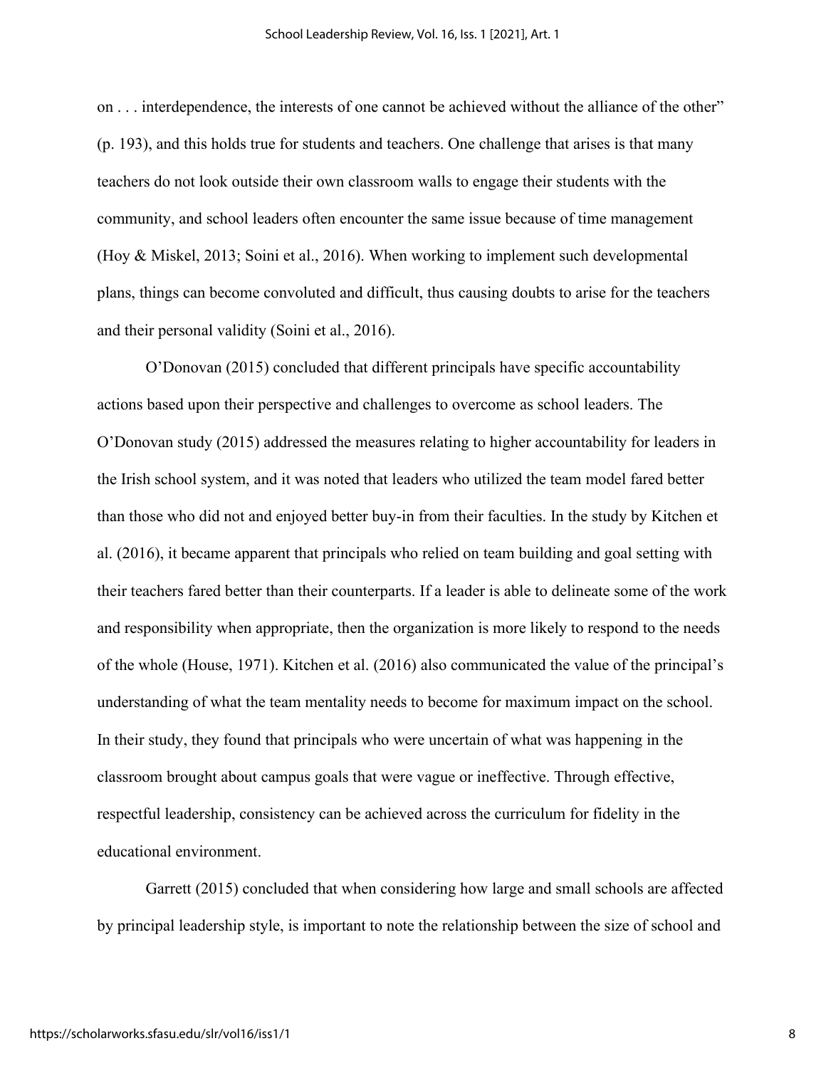on . . . interdependence, the interests of one cannot be achieved without the alliance of the other" (p. 193), and this holds true for students and teachers. One challenge that arises is that many teachers do not look outside their own classroom walls to engage their students with the community, and school leaders often encounter the same issue because of time management (Hoy & Miskel, 2013; Soini et al., 2016). When working to implement such developmental plans, things can become convoluted and difficult, thus causing doubts to arise for the teachers and their personal validity (Soini et al., 2016).

O'Donovan (2015) concluded that different principals have specific accountability actions based upon their perspective and challenges to overcome as school leaders. The O'Donovan study (2015) addressed the measures relating to higher accountability for leaders in the Irish school system, and it was noted that leaders who utilized the team model fared better than those who did not and enjoyed better buy-in from their faculties. In the study by Kitchen et al. (2016), it became apparent that principals who relied on team building and goal setting with their teachers fared better than their counterparts. If a leader is able to delineate some of the work and responsibility when appropriate, then the organization is more likely to respond to the needs of the whole (House, 1971). Kitchen et al. (2016) also communicated the value of the principal's understanding of what the team mentality needs to become for maximum impact on the school. In their study, they found that principals who were uncertain of what was happening in the classroom brought about campus goals that were vague or ineffective. Through effective, respectful leadership, consistency can be achieved across the curriculum for fidelity in the educational environment.

Garrett (2015) concluded that when considering how large and small schools are affected by principal leadership style, is important to note the relationship between the size of school and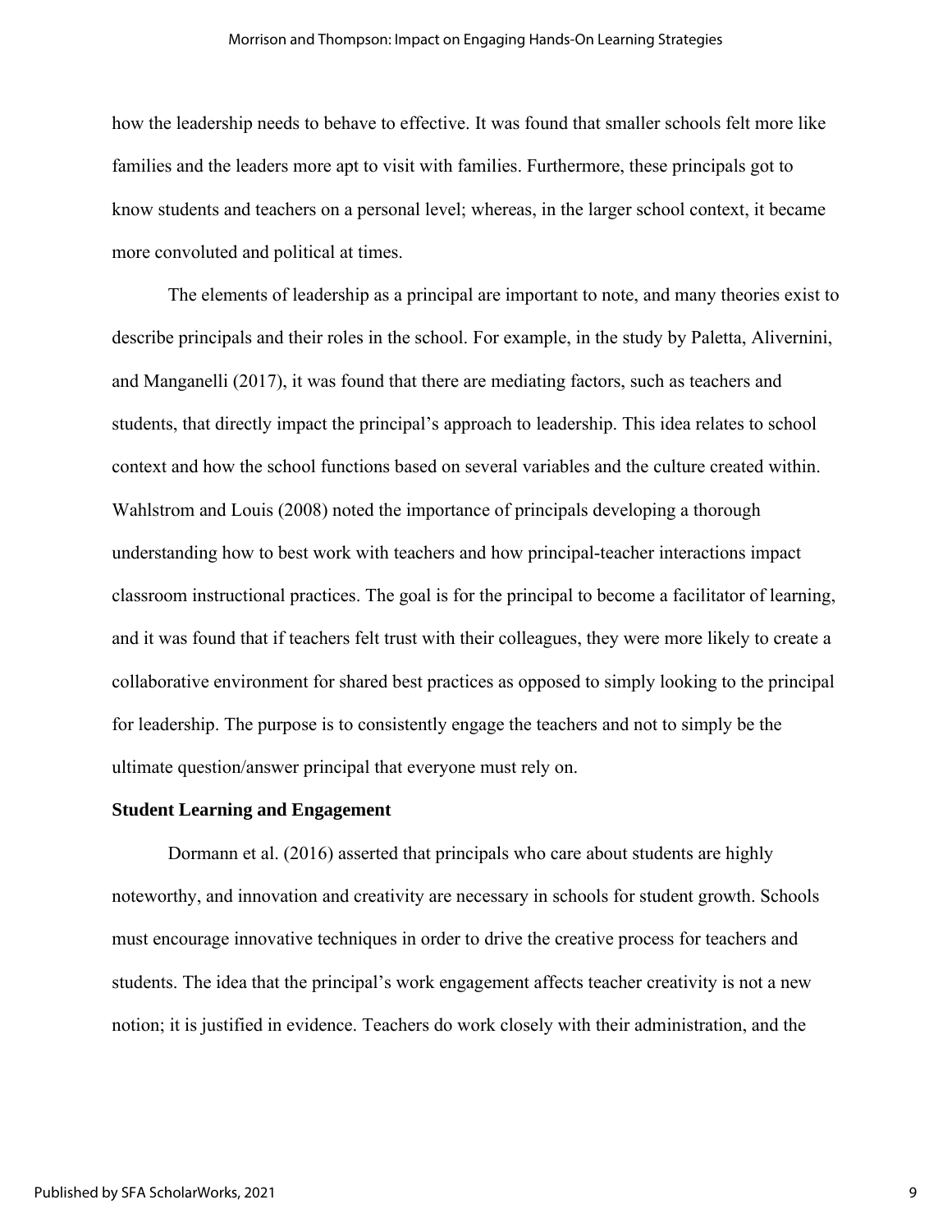how the leadership needs to behave to effective. It was found that smaller schools felt more like families and the leaders more apt to visit with families. Furthermore, these principals got to know students and teachers on a personal level; whereas, in the larger school context, it became more convoluted and political at times.

The elements of leadership as a principal are important to note, and many theories exist to describe principals and their roles in the school. For example, in the study by Paletta, Alivernini, and Manganelli (2017), it was found that there are mediating factors, such as teachers and students, that directly impact the principal's approach to leadership. This idea relates to school context and how the school functions based on several variables and the culture created within. Wahlstrom and Louis (2008) noted the importance of principals developing a thorough understanding how to best work with teachers and how principal-teacher interactions impact classroom instructional practices. The goal is for the principal to become a facilitator of learning, and it was found that if teachers felt trust with their colleagues, they were more likely to create a collaborative environment for shared best practices as opposed to simply looking to the principal for leadership. The purpose is to consistently engage the teachers and not to simply be the ultimate question/answer principal that everyone must rely on.

**Student Learning and Engagement**

Dormann et al. (2016) asserted that principals who care about students are highly noteworthy, and innovation and creativity are necessary in schools for student growth. Schools must encourage innovative techniques in order to drive the creative process for teachers and students. The idea that the principal's work engagement affects teacher creativity is not a new notion; it is justified in evidence. Teachers do work closely with their administration, and the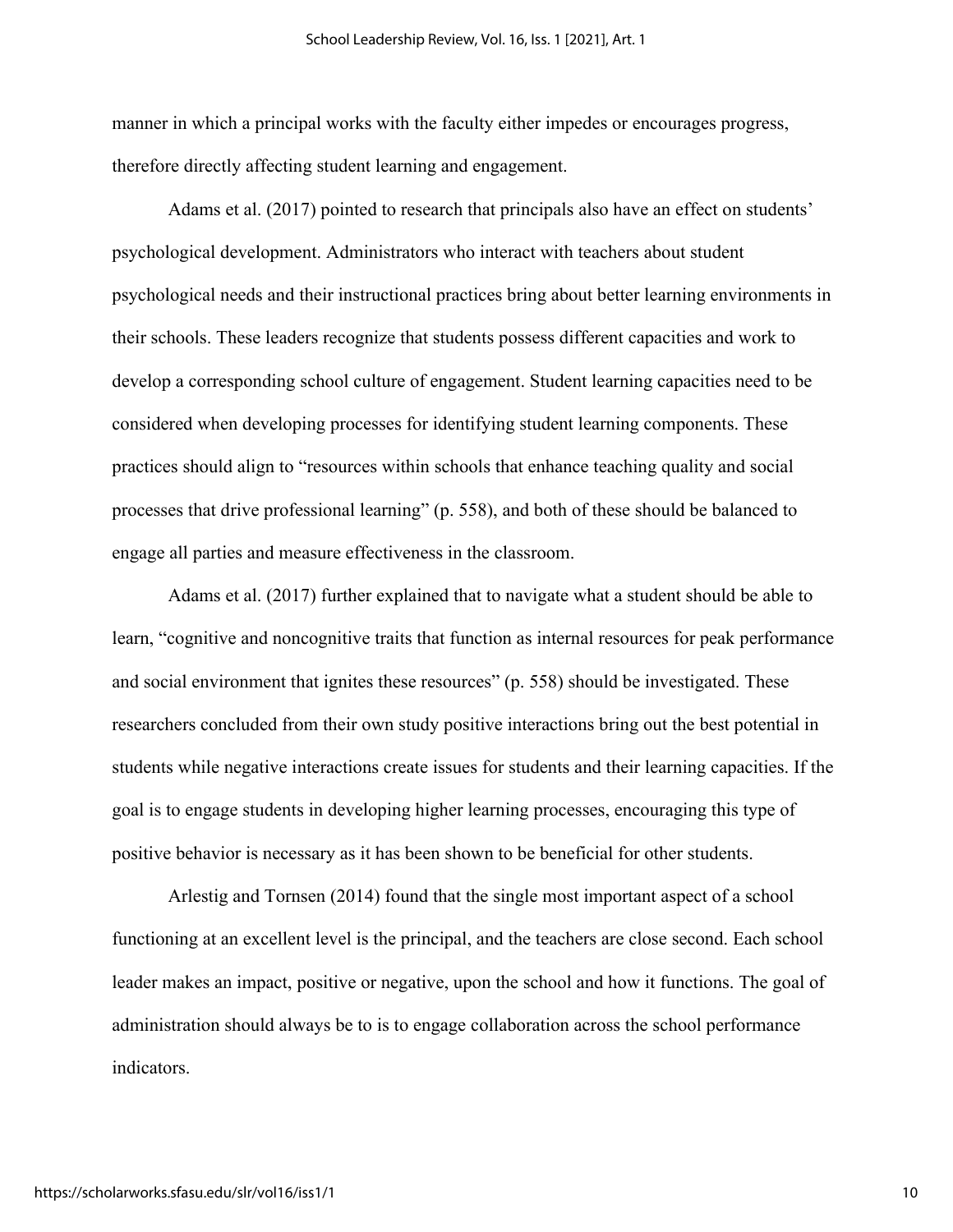manner in which a principal works with the faculty either impedes or encourages progress, therefore directly affecting student learning and engagement.

Adams et al. (2017) pointed to research that principals also have an effect on students' psychological development. Administrators who interact with teachers about student psychological needs and their instructional practices bring about better learning environments in their schools. These leaders recognize that students possess different capacities and work to develop a corresponding school culture of engagement. Student learning capacities need to be considered when developing processes for identifying student learning components. These practices should align to "resources within schools that enhance teaching quality and social processes that drive professional learning" (p. 558), and both of these should be balanced to engage all parties and measure effectiveness in the classroom.

Adams et al. (2017) further explained that to navigate what a student should be able to learn, "cognitive and noncognitive traits that function as internal resources for peak performance and social environment that ignites these resources" (p. 558) should be investigated. These researchers concluded from their own study positive interactions bring out the best potential in students while negative interactions create issues for students and their learning capacities. If the goal is to engage students in developing higher learning processes, encouraging this type of positive behavior is necessary as it has been shown to be beneficial for other students.

Arlestig and Tornsen (2014) found that the single most important aspect of a school functioning at an excellent level is the principal, and the teachers are close second. Each school leader makes an impact, positive or negative, upon the school and how it functions. The goal of administration should always be to is to engage collaboration across the school performance indicators.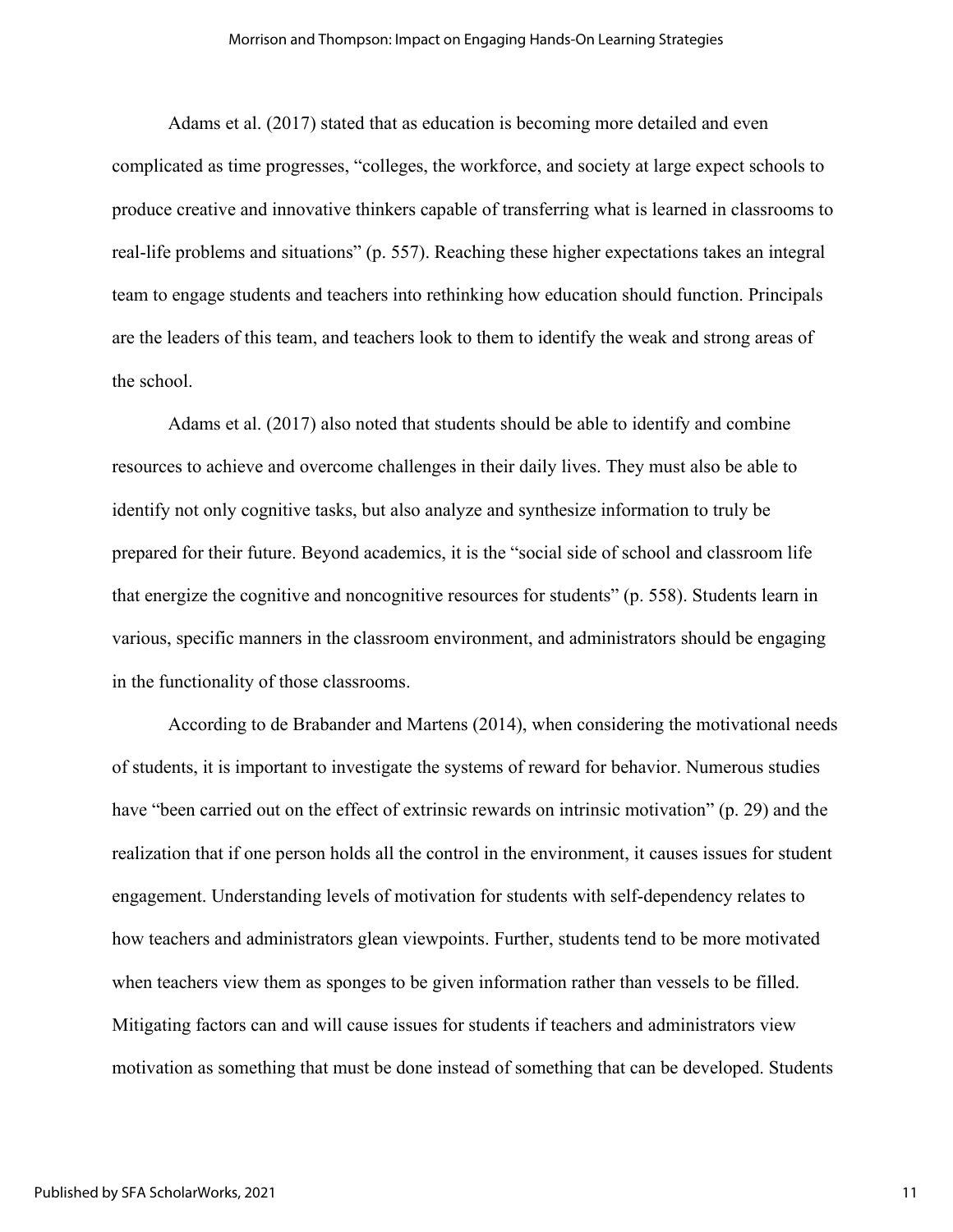Adams et al. (2017) stated that as education is becoming more detailed and even complicated as time progresses, "colleges, the workforce, and society at large expect schools to produce creative and innovative thinkers capable of transferring what is learned in classrooms to real-life problems and situations" (p. 557). Reaching these higher expectations takes an integral team to engage students and teachers into rethinking how education should function. Principals are the leaders of this team, and teachers look to them to identify the weak and strong areas of the school.

Adams et al. (2017) also noted that students should be able to identify and combine resources to achieve and overcome challenges in their daily lives. They must also be able to identify not only cognitive tasks, but also analyze and synthesize information to truly be prepared for their future. Beyond academics, it is the "social side of school and classroom life that energize the cognitive and noncognitive resources for students" (p. 558). Students learn in various, specific manners in the classroom environment, and administrators should be engaging in the functionality of those classrooms.

According to de Brabander and Martens (2014), when considering the motivational needs of students, it is important to investigate the systems of reward for behavior. Numerous studies have "been carried out on the effect of extrinsic rewards on intrinsic motivation" (p. 29) and the realization that if one person holds all the control in the environment, it causes issues for student engagement. Understanding levels of motivation for students with self-dependency relates to how teachers and administrators glean viewpoints. Further, students tend to be more motivated when teachers view them as sponges to be given information rather than vessels to be filled. Mitigating factors can and will cause issues for students if teachers and administrators view motivation as something that must be done instead of something that can be developed. Students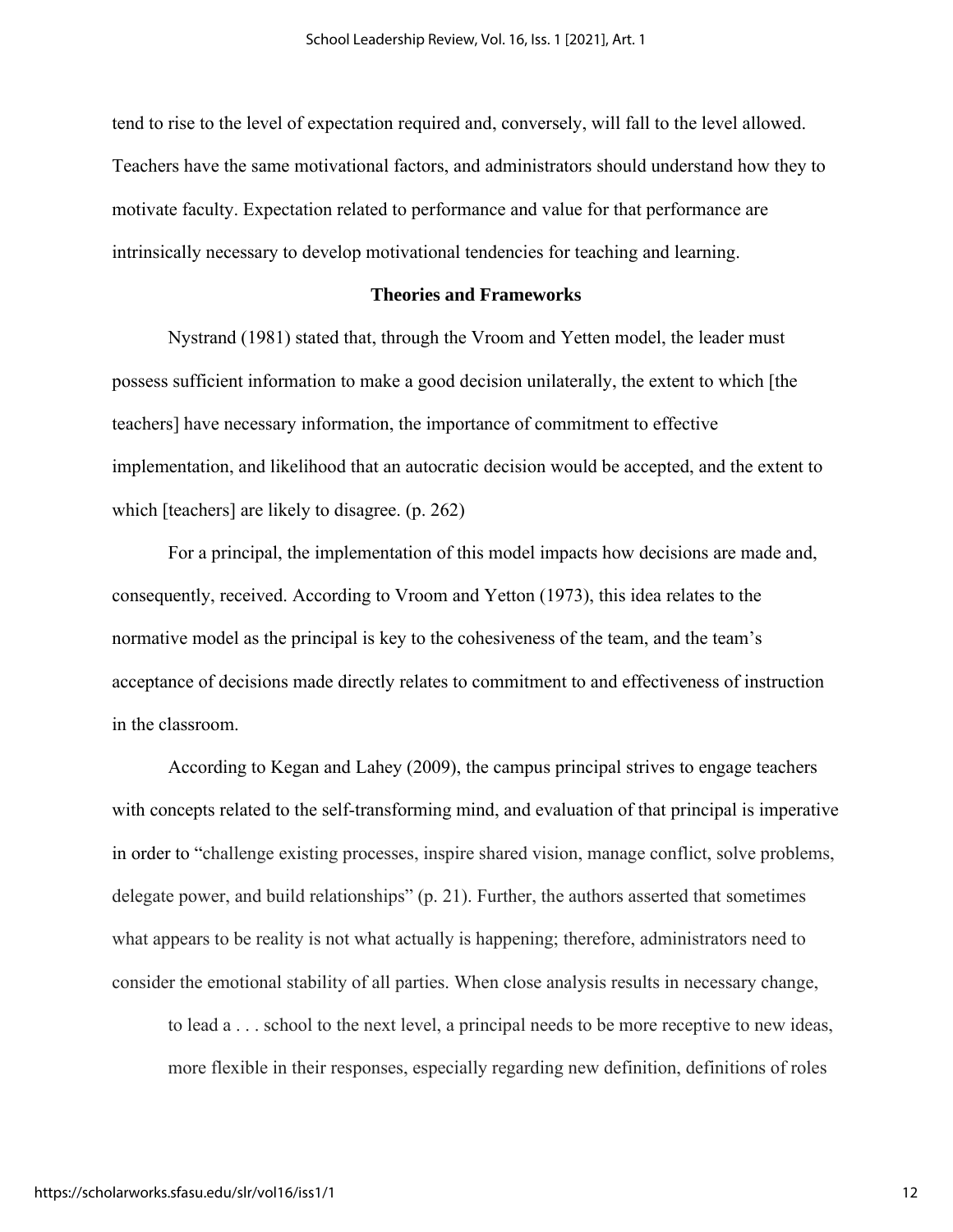tend to rise to the level of expectation required and, conversely, will fall to the level allowed. Teachers have the same motivational factors, and administrators should understand how they to motivate faculty. Expectation related to performance and value for that performance are intrinsically necessary to develop motivational tendencies for teaching and learning.

## Theories and Frameworks

Nystrand (1981) stated that, through the Vroom and Yetten model, the leader must possess sufficient information to make a good decision unilaterally, the extent to which [the teachers] have necessary information, the importance of commitment to effective implementation, and likelihood that an autocratic decision would be accepted, and the extent to which [teachers] are likely to disagree. (p. 262)

For a principal, the implementation of this model impacts how decisions are made and, consequently, received. According to Vroom and Yetton (1973), this idea relates to the normative model as the principal is key to the cohesiveness of the team, and the team's acceptance of decisions made directly relates to commitment to and effectiveness of instruction in the classroom.

According to Kegan and Lahey (2009), the campus principal strives to engage teachers with concepts related to the self-transforming mind, and evaluation of that principal is imperative in order to "challenge existing processes, inspire shared vision, manage conflict, solve problems, delegate power, and build relationships" (p. 21). Further, the authors asserted that sometimes what appears to be reality is not what actually is happening; therefore, administrators need to consider the emotional stability of all parties. When close analysis results in necessary change,

> to lead a . . . school to the next level, a principal needs to be more receptive to new ideas, more flexible in their responses, especially regarding new definition, definitions of roles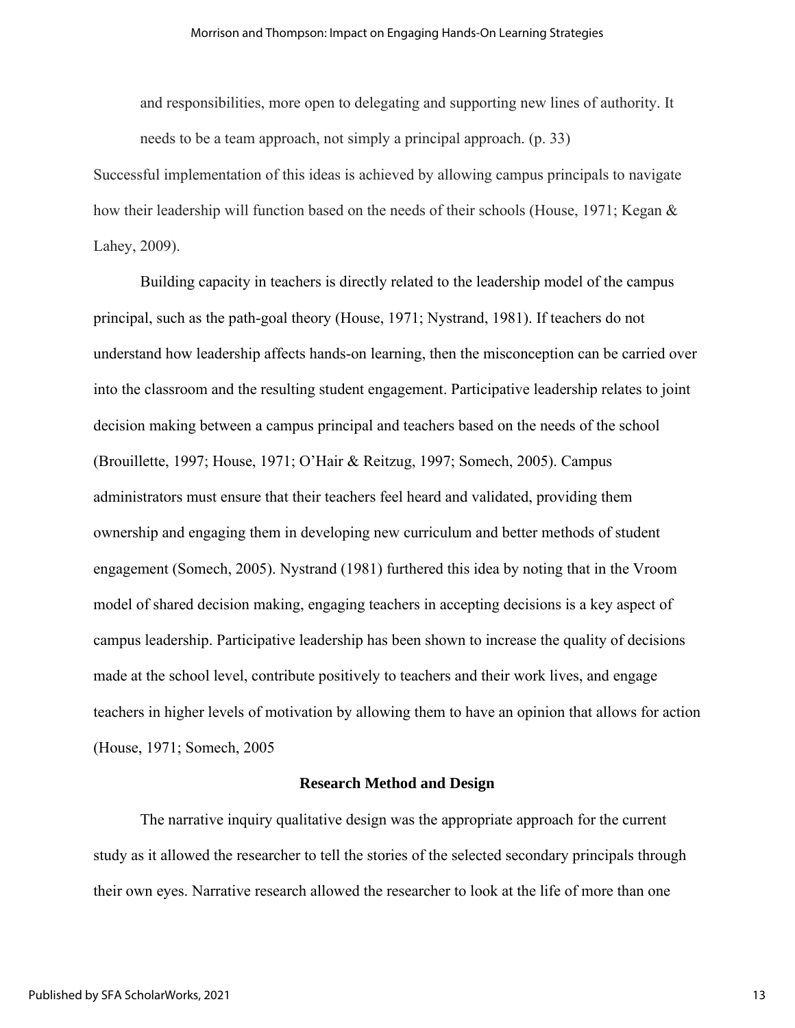> and responsibilities, more open to delegating and supporting new lines of authority. It needs to be a team approach, not simply a principal approach. (p. 33)

Successful implementation of this ideas is achieved by allowing campus principals to navigate how their leadership will function based on the needs of their schools (House, 1971; Kegan & Lahey, 2009).

Building capacity in teachers is directly related to the leadership model of the campus principal, such as the path-goal theory (House, 1971; Nystrand, 1981). If teachers do not understand how leadership affects hands-on learning, then the misconception can be carried over into the classroom and the resulting student engagement. Participative leadership relates to joint decision making between a campus principal and teachers based on the needs of the school (Brouillette, 1997; House, 1971; O'Hair & Reitzug, 1997; Somech, 2005). Campus administrators must ensure that their teachers feel heard and validated, providing them ownership and engaging them in developing new curriculum and better methods of student engagement (Somech, 2005). Nystrand (1981) furthered this idea by noting that in the Vroom model of shared decision making, engaging teachers in accepting decisions is a key aspect of campus leadership. Participative leadership has been shown to increase the quality of decisions made at the school level, contribute positively to teachers and their work lives, and engage teachers in higher levels of motivation by allowing them to have an opinion that allows for action (House, 1971; Somech, 2005

## Research Method and Design

The narrative inquiry qualitative design was the appropriate approach for the current study as it allowed the researcher to tell the stories of the selected secondary principals through their own eyes. Narrative research allowed the researcher to look at the life of more than one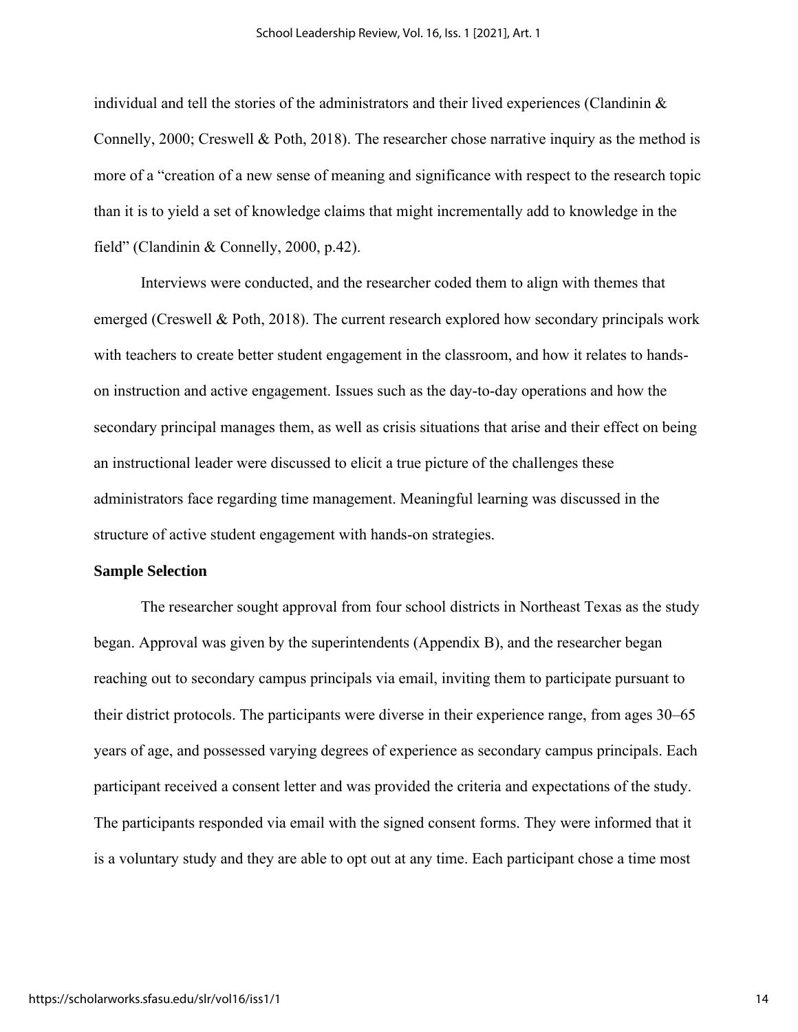individual and tell the stories of the administrators and their lived experiences (Clandinin & Connelly, 2000; Creswell & Poth, 2018). The researcher chose narrative inquiry as the method is more of a "creation of a new sense of meaning and significance with respect to the research topic than it is to yield a set of knowledge claims that might incrementally add to knowledge in the field" (Clandinin & Connelly, 2000, p.42).

Interviews were conducted, and the researcher coded them to align with themes that emerged (Creswell & Poth, 2018). The current research explored how secondary principals work with teachers to create better student engagement in the classroom, and how it relates to hands-on instruction and active engagement. Issues such as the day-to-day operations and how the secondary principal manages them, as well as crisis situations that arise and their effect on being an instructional leader were discussed to elicit a true picture of the challenges these administrators face regarding time management. Meaningful learning was discussed in the structure of active student engagement with hands-on strategies.

**Sample Selection**

The researcher sought approval from four school districts in Northeast Texas as the study began. Approval was given by the superintendents (Appendix B), and the researcher began reaching out to secondary campus principals via email, inviting them to participate pursuant to their district protocols. The participants were diverse in their experience range, from ages 30–65 years of age, and possessed varying degrees of experience as secondary campus principals. Each participant received a consent letter and was provided the criteria and expectations of the study. The participants responded via email with the signed consent forms. They were informed that it is a voluntary study and they are able to opt out at any time. Each participant chose a time most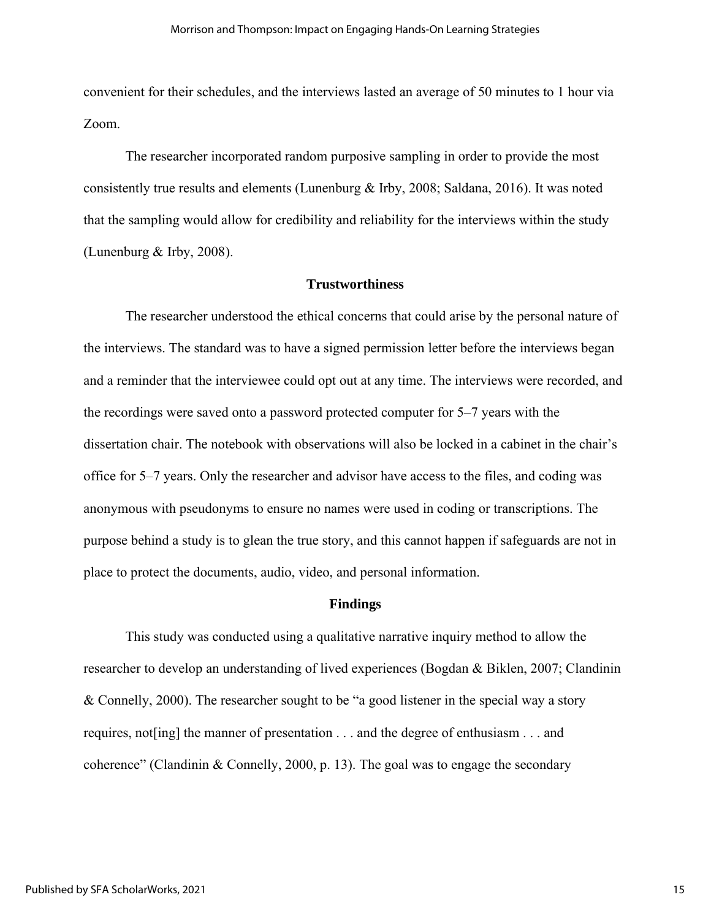convenient for their schedules, and the interviews lasted an average of 50 minutes to 1 hour via Zoom.

The researcher incorporated random purposive sampling in order to provide the most consistently true results and elements (Lunenburg & Irby, 2008; Saldana, 2016). It was noted that the sampling would allow for credibility and reliability for the interviews within the study (Lunenburg & Irby, 2008).

## Trustworthiness

The researcher understood the ethical concerns that could arise by the personal nature of the interviews. The standard was to have a signed permission letter before the interviews began and a reminder that the interviewee could opt out at any time. The interviews were recorded, and the recordings were saved onto a password protected computer for 5–7 years with the dissertation chair. The notebook with observations will also be locked in a cabinet in the chair's office for 5–7 years. Only the researcher and advisor have access to the files, and coding was anonymous with pseudonyms to ensure no names were used in coding or transcriptions. The purpose behind a study is to glean the true story, and this cannot happen if safeguards are not in place to protect the documents, audio, video, and personal information.

## Findings

This study was conducted using a qualitative narrative inquiry method to allow the researcher to develop an understanding of lived experiences (Bogdan & Biklen, 2007; Clandinin & Connelly, 2000). The researcher sought to be "a good listener in the special way a story requires, not[ing] the manner of presentation . . . and the degree of enthusiasm . . . and coherence" (Clandinin & Connelly, 2000, p. 13). The goal was to engage the secondary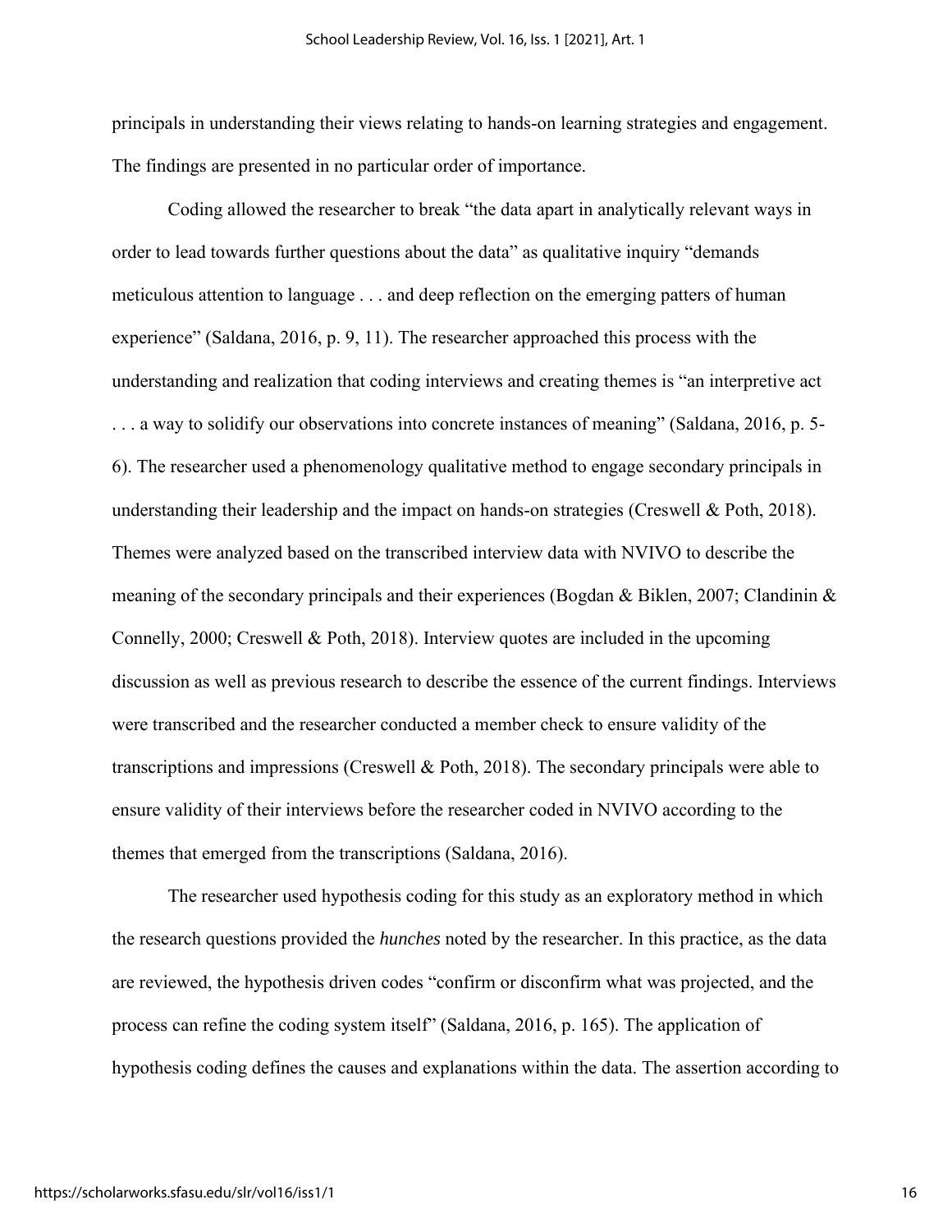principals in understanding their views relating to hands-on learning strategies and engagement. The findings are presented in no particular order of importance.

Coding allowed the researcher to break "the data apart in analytically relevant ways in order to lead towards further questions about the data" as qualitative inquiry "demands meticulous attention to language . . . and deep reflection on the emerging patters of human experience" (Saldana, 2016, p. 9, 11). The researcher approached this process with the understanding and realization that coding interviews and creating themes is "an interpretive act . . . a way to solidify our observations into concrete instances of meaning" (Saldana, 2016, p. 5-6). The researcher used a phenomenology qualitative method to engage secondary principals in understanding their leadership and the impact on hands-on strategies (Creswell & Poth, 2018). Themes were analyzed based on the transcribed interview data with NVIVO to describe the meaning of the secondary principals and their experiences (Bogdan & Biklen, 2007; Clandinin & Connelly, 2000; Creswell & Poth, 2018). Interview quotes are included in the upcoming discussion as well as previous research to describe the essence of the current findings. Interviews were transcribed and the researcher conducted a member check to ensure validity of the transcriptions and impressions (Creswell & Poth, 2018). The secondary principals were able to ensure validity of their interviews before the researcher coded in NVIVO according to the themes that emerged from the transcriptions (Saldana, 2016).

The researcher used hypothesis coding for this study as an exploratory method in which the research questions provided the *hunches* noted by the researcher. In this practice, as the data are reviewed, the hypothesis driven codes "confirm or disconfirm what was projected, and the process can refine the coding system itself" (Saldana, 2016, p. 165). The application of hypothesis coding defines the causes and explanations within the data. The assertion according to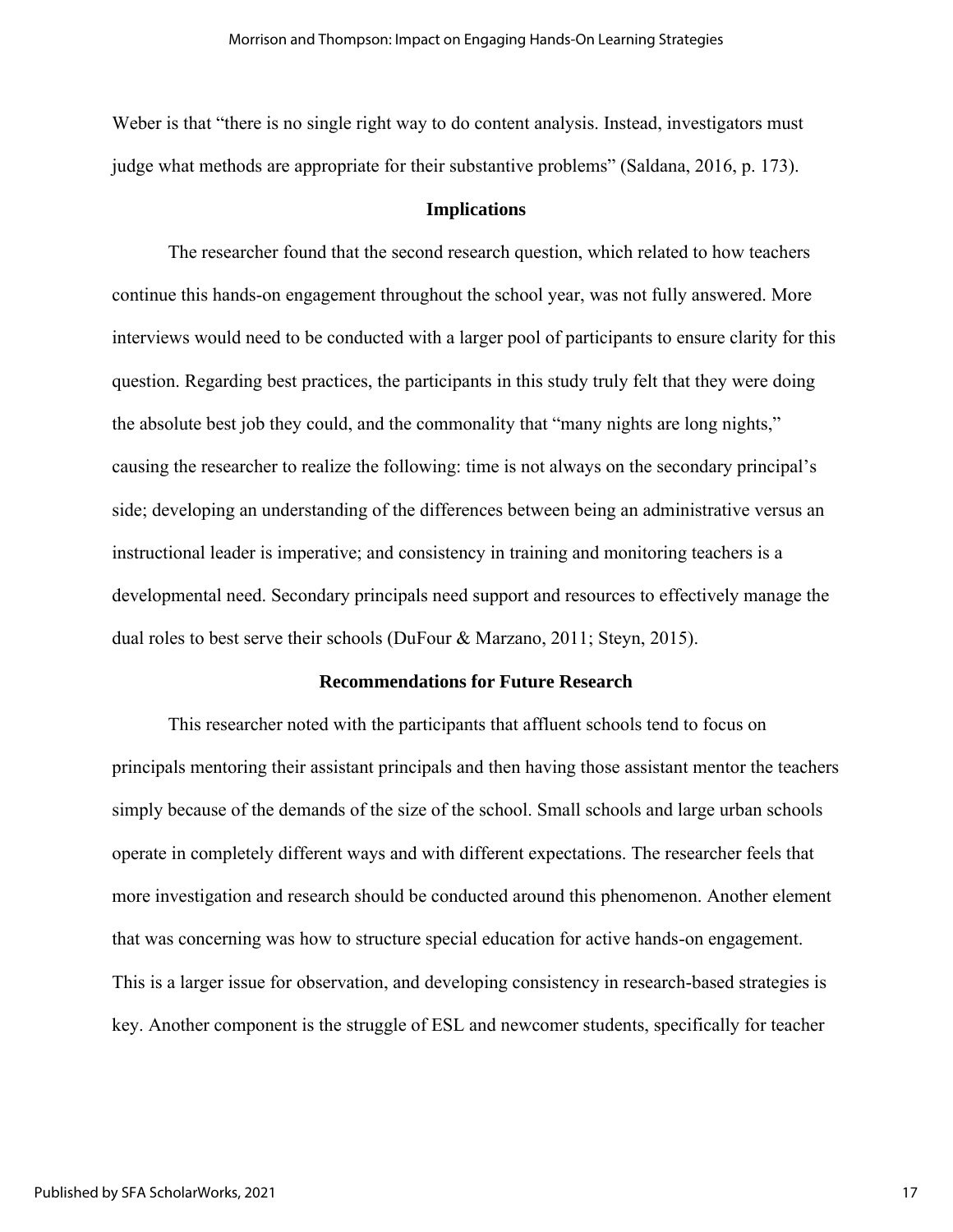Weber is that "there is no single right way to do content analysis. Instead, investigators must judge what methods are appropriate for their substantive problems" (Saldana, 2016, p. 173).

## Implications

The researcher found that the second research question, which related to how teachers continue this hands-on engagement throughout the school year, was not fully answered. More interviews would need to be conducted with a larger pool of participants to ensure clarity for this question. Regarding best practices, the participants in this study truly felt that they were doing the absolute best job they could, and the commonality that "many nights are long nights," causing the researcher to realize the following: time is not always on the secondary principal's side; developing an understanding of the differences between being an administrative versus an instructional leader is imperative; and consistency in training and monitoring teachers is a developmental need. Secondary principals need support and resources to effectively manage the dual roles to best serve their schools (DuFour & Marzano, 2011; Steyn, 2015).

## Recommendations for Future Research

This researcher noted with the participants that affluent schools tend to focus on principals mentoring their assistant principals and then having those assistant mentor the teachers simply because of the demands of the size of the school. Small schools and large urban schools operate in completely different ways and with different expectations. The researcher feels that more investigation and research should be conducted around this phenomenon. Another element that was concerning was how to structure special education for active hands-on engagement. This is a larger issue for observation, and developing consistency in research-based strategies is key. Another component is the struggle of ESL and newcomer students, specifically for teacher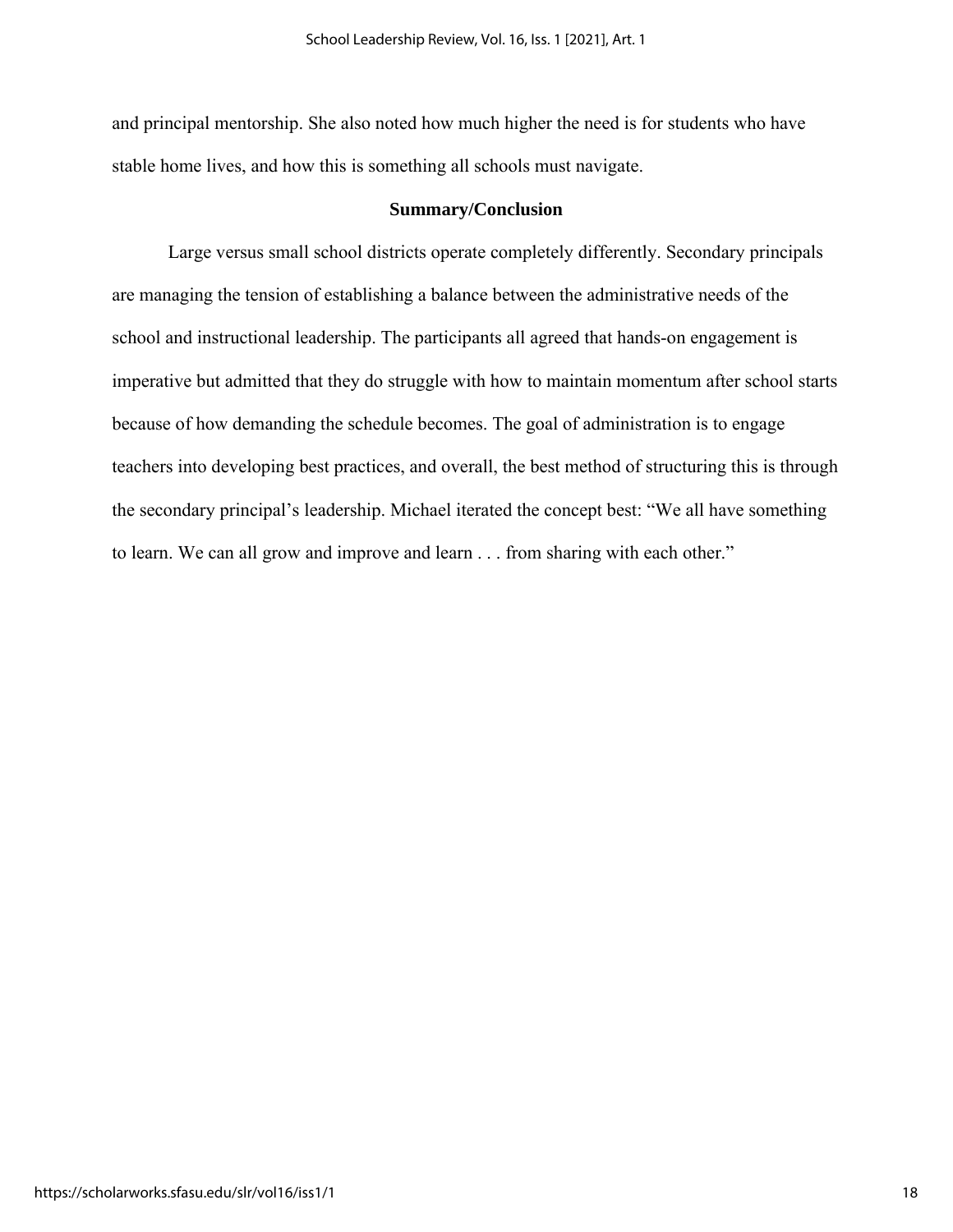and principal mentorship. She also noted how much higher the need is for students who have stable home lives, and how this is something all schools must navigate.

## Summary/Conclusion

Large versus small school districts operate completely differently. Secondary principals are managing the tension of establishing a balance between the administrative needs of the school and instructional leadership. The participants all agreed that hands-on engagement is imperative but admitted that they do struggle with how to maintain momentum after school starts because of how demanding the schedule becomes. The goal of administration is to engage teachers into developing best practices, and overall, the best method of structuring this is through the secondary principal's leadership. Michael iterated the concept best: "We all have something to learn. We can all grow and improve and learn . . . from sharing with each other."